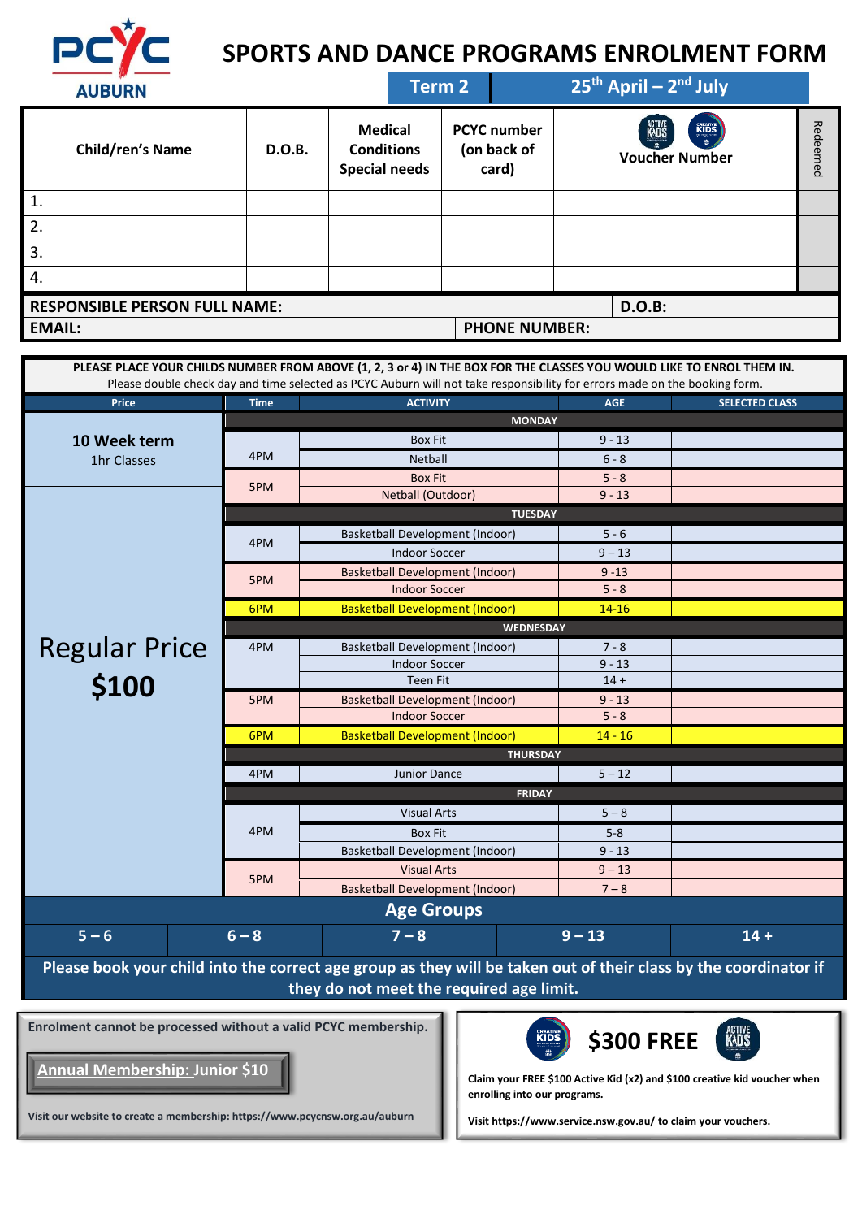PCYC AUBURN

# SPORTS AND DANCE PROGRAMS ENROLMENT FORM

**Term 2** | **25th April – 2nd July**

| Child/ren's Name | D.O.B. | Medical Conditions Special needs | PCYC number (on back of card) | Active Kids / Creative Kids Voucher Number | Redeemed |
|---|---|---|---|---|---|
| 1. | | | | | |
| 2. | | | | | |
| 3. | | | | | |
| 4. | | | | | |

**RESPONSIBLE PERSON FULL NAME:** | **D.O.B:**

**EMAIL:** | **PHONE NUMBER:**

**PLEASE PLACE YOUR CHILDS NUMBER FROM ABOVE (1, 2, 3 or 4) IN THE BOX FOR THE CLASSES YOU WOULD LIKE TO ENROL THEM IN.**
Please double check day and time selected as PCYC Auburn will not take responsibility for errors made on the booking form.

| Price | Time | ACTIVITY | AGE | SELECTED CLASS |
|---|---|---|---|---|
| **10 Week term** 1hr Classes | | **MONDAY** | | |
| | 4PM | Box Fit | 9 - 13 | |
| | | Netball | 6 - 8 | |
| | 5PM | Box Fit | 5 - 8 | |
| | | Netball (Outdoor) | 9 - 13 | |
| **Regular Price $100** | | **TUESDAY** | | |
| | 4PM | Basketball Development (Indoor) | 5 - 6 | |
| | | Indoor Soccer | 9 – 13 | |
| | 5PM | Basketball Development (Indoor) | 9 -13 | |
| | | Indoor Soccer | 5 - 8 | |
| | 6PM | Basketball Development (Indoor) | 14-16 | |
| | | **WEDNESDAY** | | |
| | 4PM | Basketball Development (Indoor) | 7 - 8 | |
| | | Indoor Soccer | 9 - 13 | |
| | | Teen Fit | 14 + | |
| | 5PM | Basketball Development (Indoor) | 9 - 13 | |
| | | Indoor Soccer | 5 - 8 | |
| | 6PM | Basketball Development (Indoor) | 14 - 16 | |
| | | **THURSDAY** | | |
| | 4PM | Junior Dance | 5 – 12 | |
| | | **FRIDAY** | | |
| | 4PM | Visual Arts | 5 – 8 | |
| | | Box Fit | 5-8 | |
| | | Basketball Development (Indoor) | 9 - 13 | |
| | 5PM | Visual Arts | 9 – 13 | |
| | | Basketball Development (Indoor) | 7 – 8 | |

## Age Groups

| 5 – 6 | 6 – 8 | 7 – 8 | 9 – 13 | 14 + |
|---|---|---|---|---|

**Please book your child into the correct age group as they will be taken out of their class by the coordinator if they do not meet the required age limit.**

**Enrolment cannot be processed without a valid PCYC membership.**

**Annual Membership: Junior $10**

Visit our website to create a membership: https://www.pcycnsw.org.au/auburn

## $300 FREE

Claim your FREE $100 Active Kid (x2) and $100 creative kid voucher when enrolling into our programs.

Visit https://www.service.nsw.gov.au/ to claim your vouchers.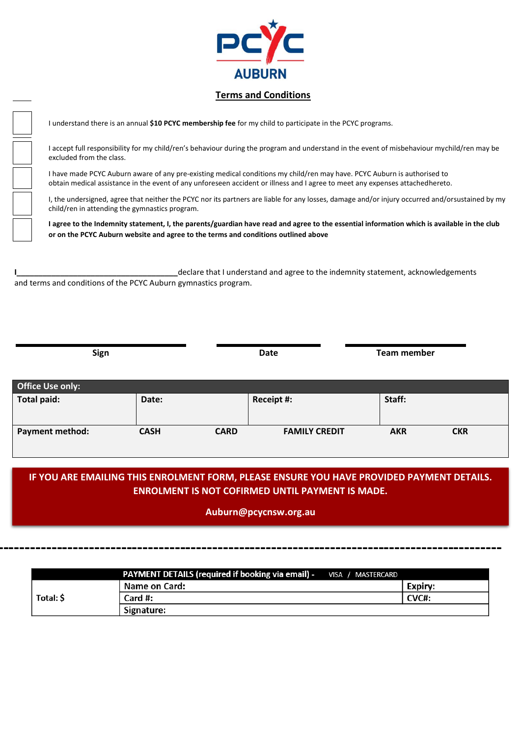PCYC AUBURN

## Terms and Conditions

- ☐ I understand there is an annual **$10 PCYC membership fee** for my child to participate in the PCYC programs.
- ☐ I accept full responsibility for my child/ren's behaviour during the program and understand in the event of misbehaviour mychild/ren may be excluded from the class.
- ☐ I have made PCYC Auburn aware of any pre-existing medical conditions my child/ren may have. PCYC Auburn is authorised to obtain medical assistance in the event of any unforeseen accident or illness and I agree to meet any expenses attachedhereto.
- ☐ I, the undersigned, agree that neither the PCYC nor its partners are liable for any losses, damage and/or injury occurred and/orsustained by my child/ren in attending the gymnastics program.
- ☐ **I agree to the Indemnity statement, I, the parents/guardian have read and agree to the essential information which is available in the club or on the PCYC Auburn website and agree to the terms and conditions outlined above**

I_____________________________________declare that I understand and agree to the indemnity statement, acknowledgements and terms and conditions of the PCYC Auburn gymnastics program.

| Sign | Date | Team member |
|---|---|---|
| | | |

| **Office Use only:** | | | | | |
|---|---|---|---|---|---|
| **Total paid:** | **Date:** | | **Receipt #:** | **Staff:** | |
| **Payment method:** | **CASH** | **CARD** | **FAMILY CREDIT** | **AKR** | **CKR** |

**IF YOU ARE EMAILING THIS ENROLMENT FORM, PLEASE ENSURE YOU HAVE PROVIDED PAYMENT DETAILS. ENROLMENT IS NOT COFIRMED UNTIL PAYMENT IS MADE.**

**Auburn@pcycnsw.org.au**

---

| | **PAYMENT DETAILS (required if booking via email) -** VISA / MASTERCARD | |
|---|---|---|
| **Total: $** | **Name on Card:** | **Expiry:** |
| | **Card #:** | **CVC#:** |
| | **Signature:** | |